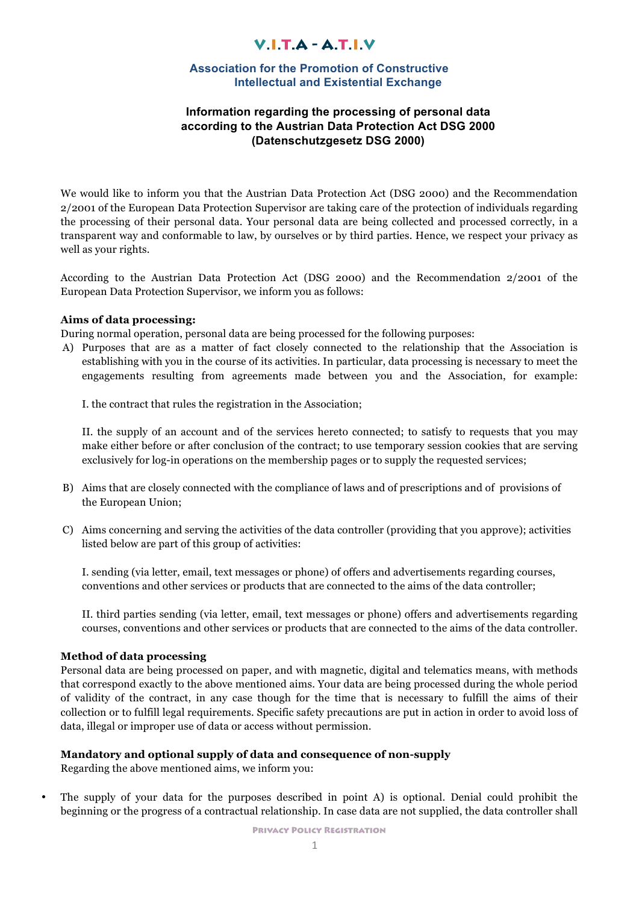# V.I.T.A - A.T.I.V

**Association for the Promotion of Constructive Intellectual and Existential Exchange**

## Information regarding the processing of personal data according to the Austrian Data Protection Act DSG 2000 (Datenschutzgesetz DSG 2000)

We would like to inform you that the Austrian Data Protection Act (DSG 2000) and the Recommendation 2/2001 of the European Data Protection Supervisor are taking care of the protection of individuals regarding the processing of their personal data. Your personal data are being collected and processed correctly, in a transparent way and conformable to law, by ourselves or by third parties. Hence, we respect your privacy as well as your rights.

According to the Austrian Data Protection Act (DSG 2000) and the Recommendation 2/2001 of the European Data Protection Supervisor, we inform you as follows:

**Aims of data processing:**

During normal operation, personal data are being processed for the following purposes:

A) Purposes that are as a matter of fact closely connected to the relationship that the Association is establishing with you in the course of its activities. In particular, data processing is necessary to meet the engagements resulting from agreements made between you and the Association, for example:

   I. the contract that rules the registration in the Association;

   II. the supply of an account and of the services hereto connected; to satisfy to requests that you may make either before or after conclusion of the contract; to use temporary session cookies that are serving exclusively for log-in operations on the membership pages or to supply the requested services;

B) Aims that are closely connected with the compliance of laws and of prescriptions and of provisions of the European Union;

C) Aims concerning and serving the activities of the data controller (providing that you approve); activities listed below are part of this group of activities:

   I. sending (via letter, email, text messages or phone) of offers and advertisements regarding courses, conventions and other services or products that are connected to the aims of the data controller;

   II. third parties sending (via letter, email, text messages or phone) offers and advertisements regarding courses, conventions and other services or products that are connected to the aims of the data controller.

**Method of data processing**

Personal data are being processed on paper, and with magnetic, digital and telematics means, with methods that correspond exactly to the above mentioned aims. Your data are being processed during the whole period of validity of the contract, in any case though for the time that is necessary to fulfill the aims of their collection or to fulfill legal requirements. Specific safety precautions are put in action in order to avoid loss of data, illegal or improper use of data or access without permission.

**Mandatory and optional supply of data and consequence of non-supply**

Regarding the above mentioned aims, we inform you:

- The supply of your data for the purposes described in point A) is optional. Denial could prohibit the beginning or the progress of a contractual relationship. In case data are not supplied, the data controller shall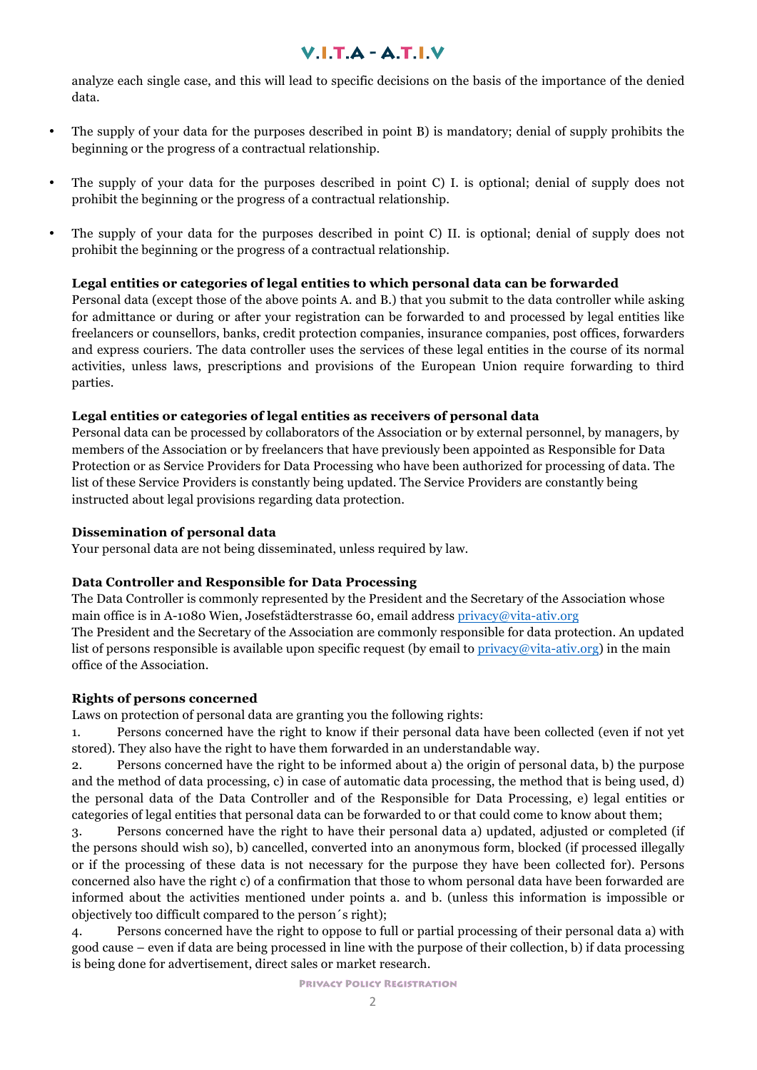analyze each single case, and this will lead to specific decisions on the basis of the importance of the denied data.

- The supply of your data for the purposes described in point B) is mandatory; denial of supply prohibits the beginning or the progress of a contractual relationship.
- The supply of your data for the purposes described in point C) I. is optional; denial of supply does not prohibit the beginning or the progress of a contractual relationship.
- The supply of your data for the purposes described in point C) II. is optional; denial of supply does not prohibit the beginning or the progress of a contractual relationship.

**Legal entities or categories of legal entities to which personal data can be forwarded**
Personal data (except those of the above points A. and B.) that you submit to the data controller while asking for admittance or during or after your registration can be forwarded to and processed by legal entities like freelancers or counsellors, banks, credit protection companies, insurance companies, post offices, forwarders and express couriers. The data controller uses the services of these legal entities in the course of its normal activities, unless laws, prescriptions and provisions of the European Union require forwarding to third parties.

**Legal entities or categories of legal entities as receivers of personal data**
Personal data can be processed by collaborators of the Association or by external personnel, by managers, by members of the Association or by freelancers that have previously been appointed as Responsible for Data Protection or as Service Providers for Data Processing who have been authorized for processing of data. The list of these Service Providers is constantly being updated. The Service Providers are constantly being instructed about legal provisions regarding data protection.

**Dissemination of personal data**
Your personal data are not being disseminated, unless required by law.

**Data Controller and Responsible for Data Processing**
The Data Controller is commonly represented by the President and the Secretary of the Association whose main office is in A-1080 Wien, Josefstädterstrasse 60, email address privacy@vita-ativ.org
The President and the Secretary of the Association are commonly responsible for data protection. An updated list of persons responsible is available upon specific request (by email to privacy@vita-ativ.org) in the main office of the Association.

**Rights of persons concerned**
Laws on protection of personal data are granting you the following rights:

1. Persons concerned have the right to know if their personal data have been collected (even if not yet stored). They also have the right to have them forwarded in an understandable way.
2. Persons concerned have the right to be informed about a) the origin of personal data, b) the purpose and the method of data processing, c) in case of automatic data processing, the method that is being used, d) the personal data of the Data Controller and of the Responsible for Data Processing, e) legal entities or categories of legal entities that personal data can be forwarded to or that could come to know about them;
3. Persons concerned have the right to have their personal data a) updated, adjusted or completed (if the persons should wish so), b) cancelled, converted into an anonymous form, blocked (if processed illegally or if the processing of these data is not necessary for the purpose they have been collected for). Persons concerned also have the right c) of a confirmation that those to whom personal data have been forwarded are informed about the activities mentioned under points a. and b. (unless this information is impossible or objectively too difficult compared to the person´s right);
4. Persons concerned have the right to oppose to full or partial processing of their personal data a) with good cause – even if data are being processed in line with the purpose of their collection, b) if data processing is being done for advertisement, direct sales or market research.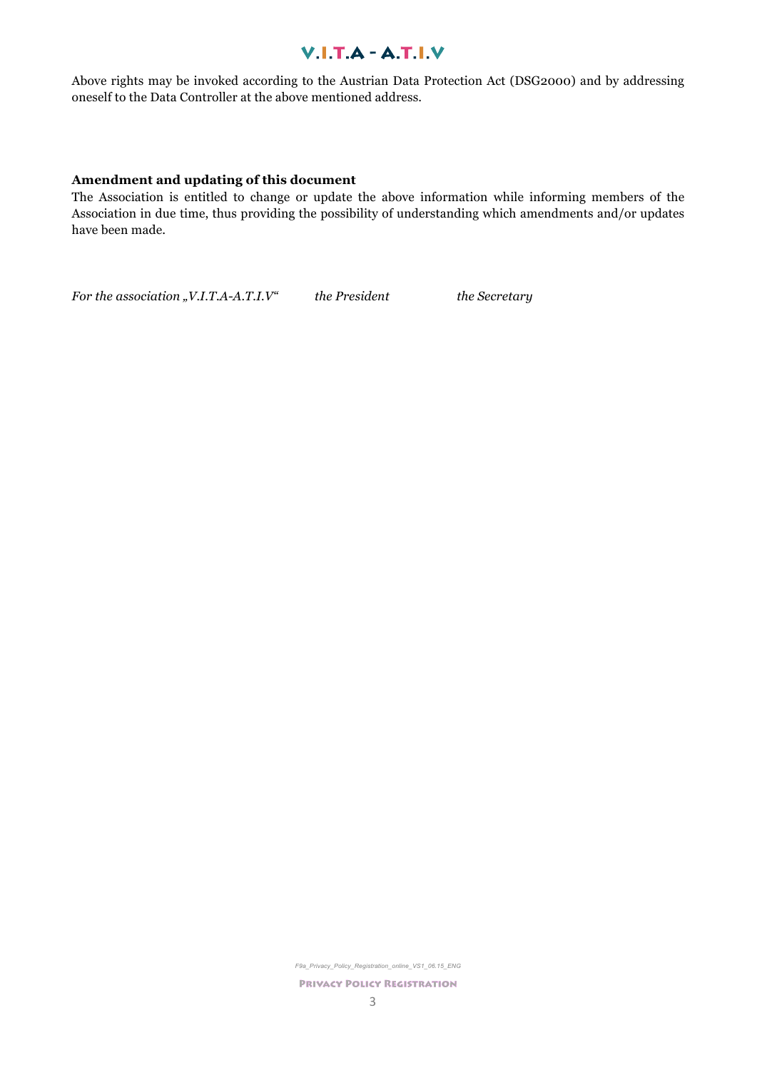Above rights may be invoked according to the Austrian Data Protection Act (DSG2000) and by addressing oneself to the Data Controller at the above mentioned address.

**Amendment and updating of this document**

The Association is entitled to change or update the above information while informing members of the Association in due time, thus providing the possibility of understanding which amendments and/or updates have been made.

*For the association „V.I.T.A-A.T.I.V“* *the President* *the Secretary*